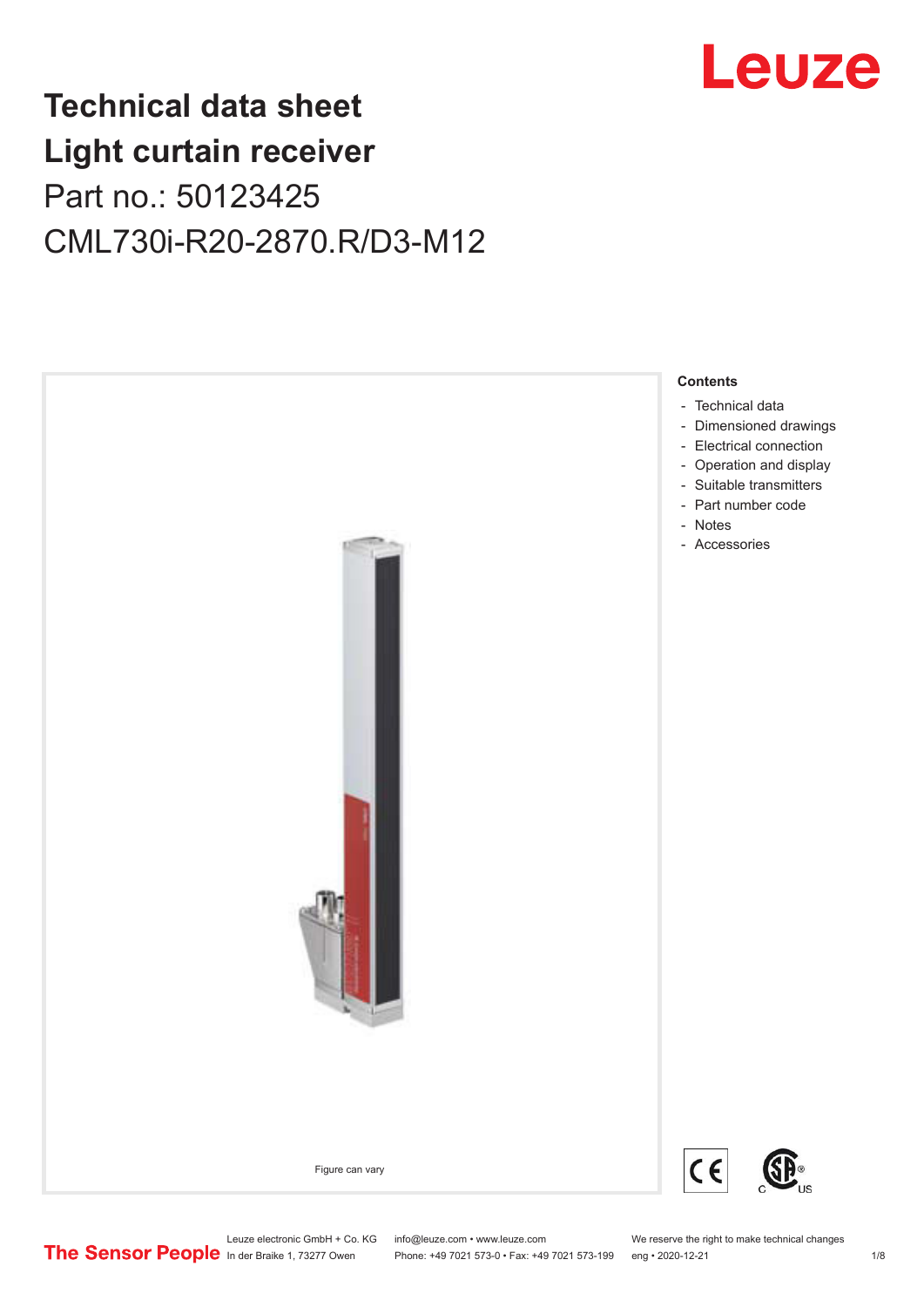# Technical data sheet
# Light curtain receiver

Part no.: 50123425

CML730i-R20-2870.R/D3-M12

Figure can vary

**Contents**

- Technical data
- Dimensioned drawings
- Electrical connection
- Operation and display
- Suitable transmitters
- Part number code
- Notes
- Accessories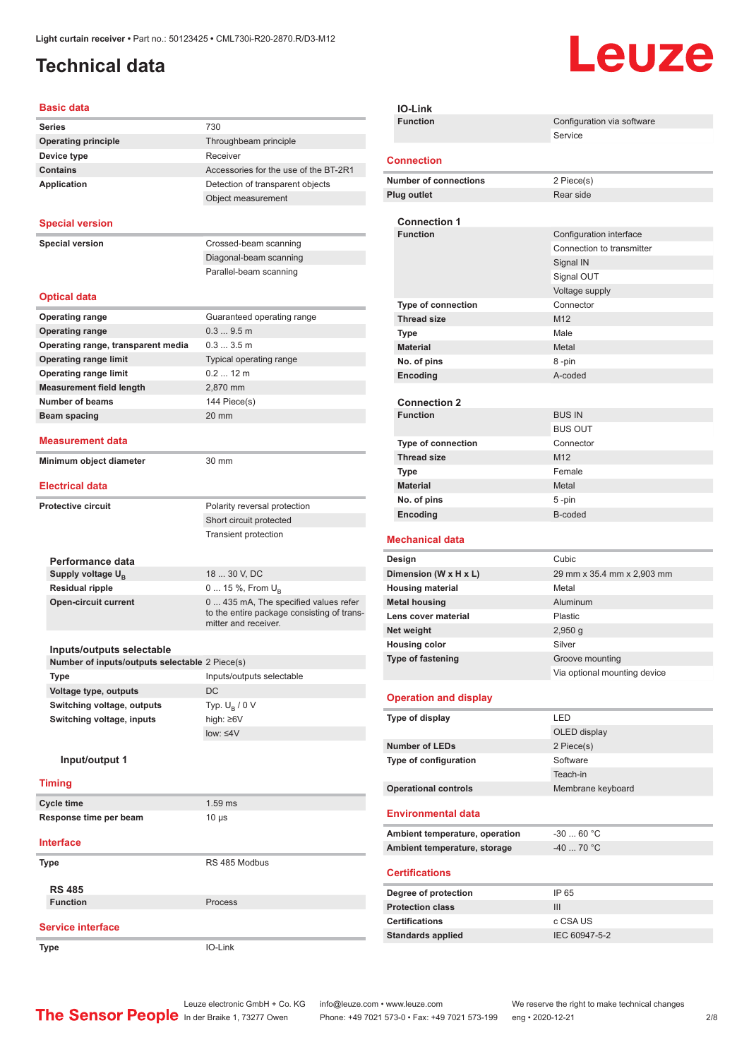Light curtain receiver • Part no.: 50123425 • CML730i-R20-2870.R/D3-M12

# Technical data

## Basic data

| | |
|---|---|
| **Series** | 730 |
| **Operating principle** | Throughbeam principle |
| **Device type** | Receiver |
| **Contains** | Accessories for the use of the BT-2R1 |
| **Application** | Detection of transparent objects |
| | Object measurement |

## Special version

| | |
|---|---|
| **Special version** | Crossed-beam scanning |
| | Diagonal-beam scanning |
| | Parallel-beam scanning |

## Optical data

| | |
|---|---|
| **Operating range** | Guaranteed operating range |
| **Operating range** | 0.3 ... 9.5 m |
| **Operating range, transparent media** | 0.3 ... 3.5 m |
| **Operating range limit** | Typical operating range |
| **Operating range limit** | 0.2 ... 12 m |
| **Measurement field length** | 2,870 mm |
| **Number of beams** | 144 Piece(s) |
| **Beam spacing** | 20 mm |

## Measurement data

| | |
|---|---|
| **Minimum object diameter** | 30 mm |

## Electrical data

| | |
|---|---|
| **Protective circuit** | Polarity reversal protection |
| | Short circuit protected |
| | Transient protection |

### Performance data

| | |
|---|---|
| **Supply voltage $U_B$** | 18 ... 30 V, DC |
| **Residual ripple** | 0 ... 15 %, From $U_B$ |
| **Open-circuit current** | 0 ... 435 mA, The specified values refer to the entire package consisting of transmitter and receiver. |

### Inputs/outputs selectable

| | |
|---|---|
| **Number of inputs/outputs selectable** | 2 Piece(s) |
| **Type** | Inputs/outputs selectable |
| **Voltage type, outputs** | DC |
| **Switching voltage, outputs** | Typ. $U_B$ / 0 V |
| **Switching voltage, inputs** | high: ≥6V |
| | low: ≤4V |

#### Input/output 1

## Timing

| | |
|---|---|
| **Cycle time** | 1.59 ms |
| **Response time per beam** | 10 µs |

## Interface

| | |
|---|---|
| **Type** | RS 485 Modbus |

### RS 485

| | |
|---|---|
| **Function** | Process |

## Service interface

| | |
|---|---|
| **Type** | IO-Link |

### IO-Link

| | |
|---|---|
| **Function** | Configuration via software |
| | Service |

## Connection

| | |
|---|---|
| **Number of connections** | 2 Piece(s) |
| **Plug outlet** | Rear side |

### Connection 1

| | |
|---|---|
| **Function** | Configuration interface |
| | Connection to transmitter |
| | Signal IN |
| | Signal OUT |
| | Voltage supply |
| **Type of connection** | Connector |
| **Thread size** | M12 |
| **Type** | Male |
| **Material** | Metal |
| **No. of pins** | 8 -pin |
| **Encoding** | A-coded |

### Connection 2

| | |
|---|---|
| **Function** | BUS IN |
| | BUS OUT |
| **Type of connection** | Connector |
| **Thread size** | M12 |
| **Type** | Female |
| **Material** | Metal |
| **No. of pins** | 5 -pin |
| **Encoding** | B-coded |

## Mechanical data

| | |
|---|---|
| **Design** | Cubic |
| **Dimension (W x H x L)** | 29 mm x 35.4 mm x 2,903 mm |
| **Housing material** | Metal |
| **Metal housing** | Aluminum |
| **Lens cover material** | Plastic |
| **Net weight** | 2,950 g |
| **Housing color** | Silver |
| **Type of fastening** | Groove mounting |
| | Via optional mounting device |

## Operation and display

| | |
|---|---|
| **Type of display** | LED |
| | OLED display |
| **Number of LEDs** | 2 Piece(s) |
| **Type of configuration** | Software |
| | Teach-in |
| **Operational controls** | Membrane keyboard |

## Environmental data

| | |
|---|---|
| **Ambient temperature, operation** | -30 ... 60 °C |
| **Ambient temperature, storage** | -40 ... 70 °C |

## Certifications

| | |
|---|---|
| **Degree of protection** | IP 65 |
| **Protection class** | III |
| **Certifications** | c CSA US |
| **Standards applied** | IEC 60947-5-2 |

The Sensor People — Leuze electronic GmbH + Co. KG, In der Braike 1, 73277 Owen — info@leuze.com • www.leuze.com — Phone: +49 7021 573-0 • Fax: +49 7021 573-199 — We reserve the right to make technical changes — eng • 2020-12-21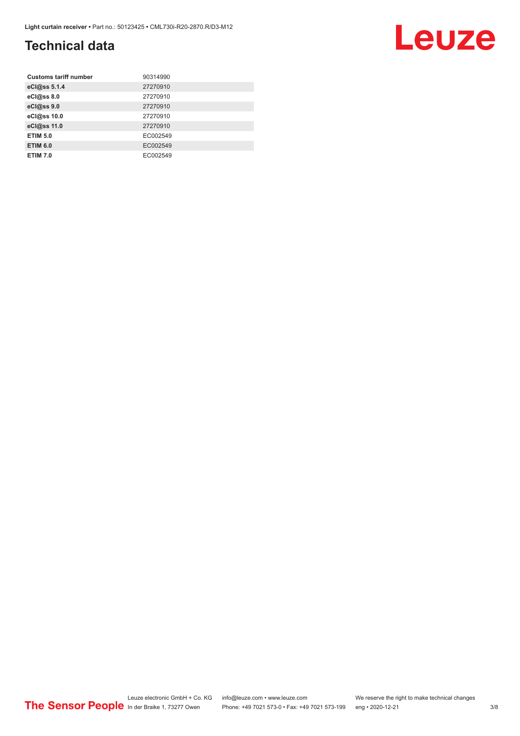## Technical data

| | |
|---|---|
| **Customs tariff number** | 90314990 |
| **eCl@ss 5.1.4** | 27270910 |
| **eCl@ss 8.0** | 27270910 |
| **eCl@ss 9.0** | 27270910 |
| **eCl@ss 10.0** | 27270910 |
| **eCl@ss 11.0** | 27270910 |
| **ETIM 5.0** | EC002549 |
| **ETIM 6.0** | EC002549 |
| **ETIM 7.0** | EC002549 |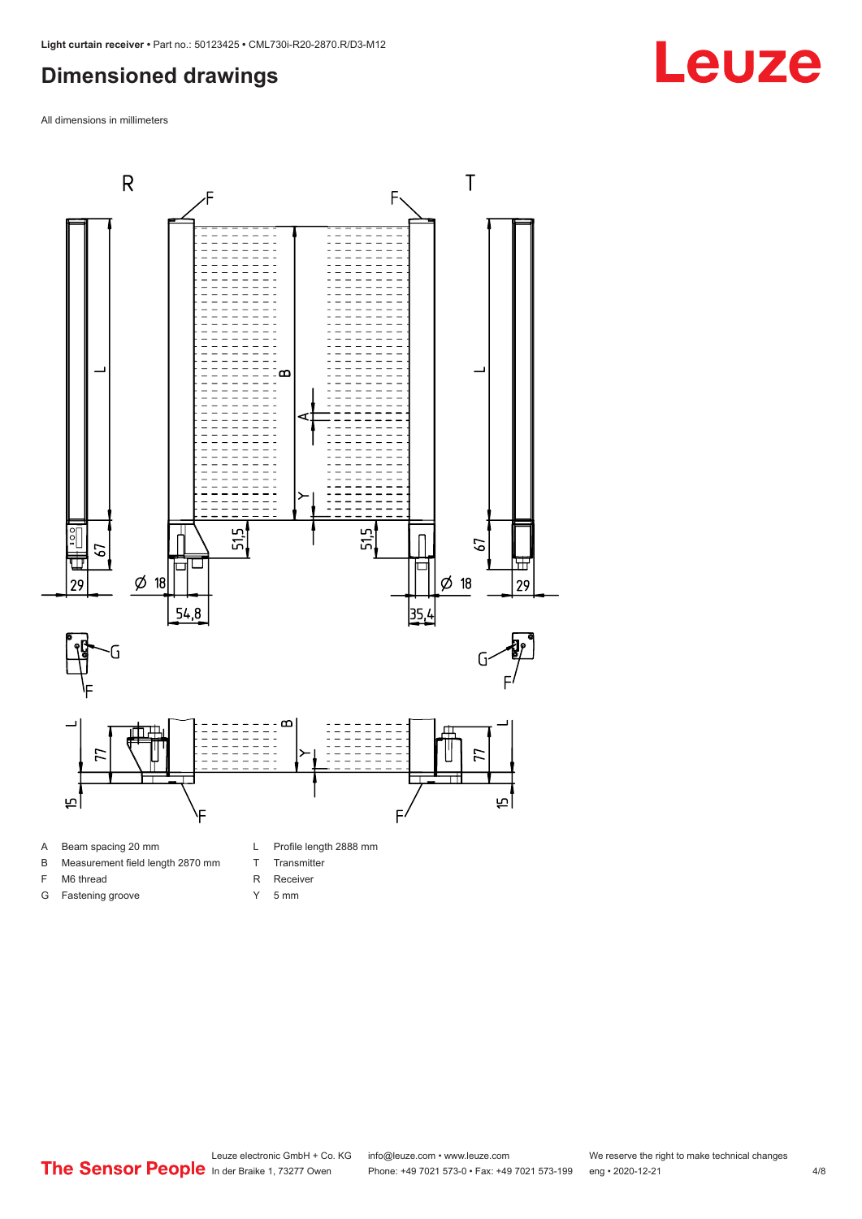## Dimensioned drawings

All dimensions in millimeters

| | | | |
|---|---|---|---|
| A | Beam spacing 20 mm | L | Profile length 2888 mm |
| B | Measurement field length 2870 mm | T | Transmitter |
| F | M6 thread | R | Receiver |
| G | Fastening groove | Y | 5 mm |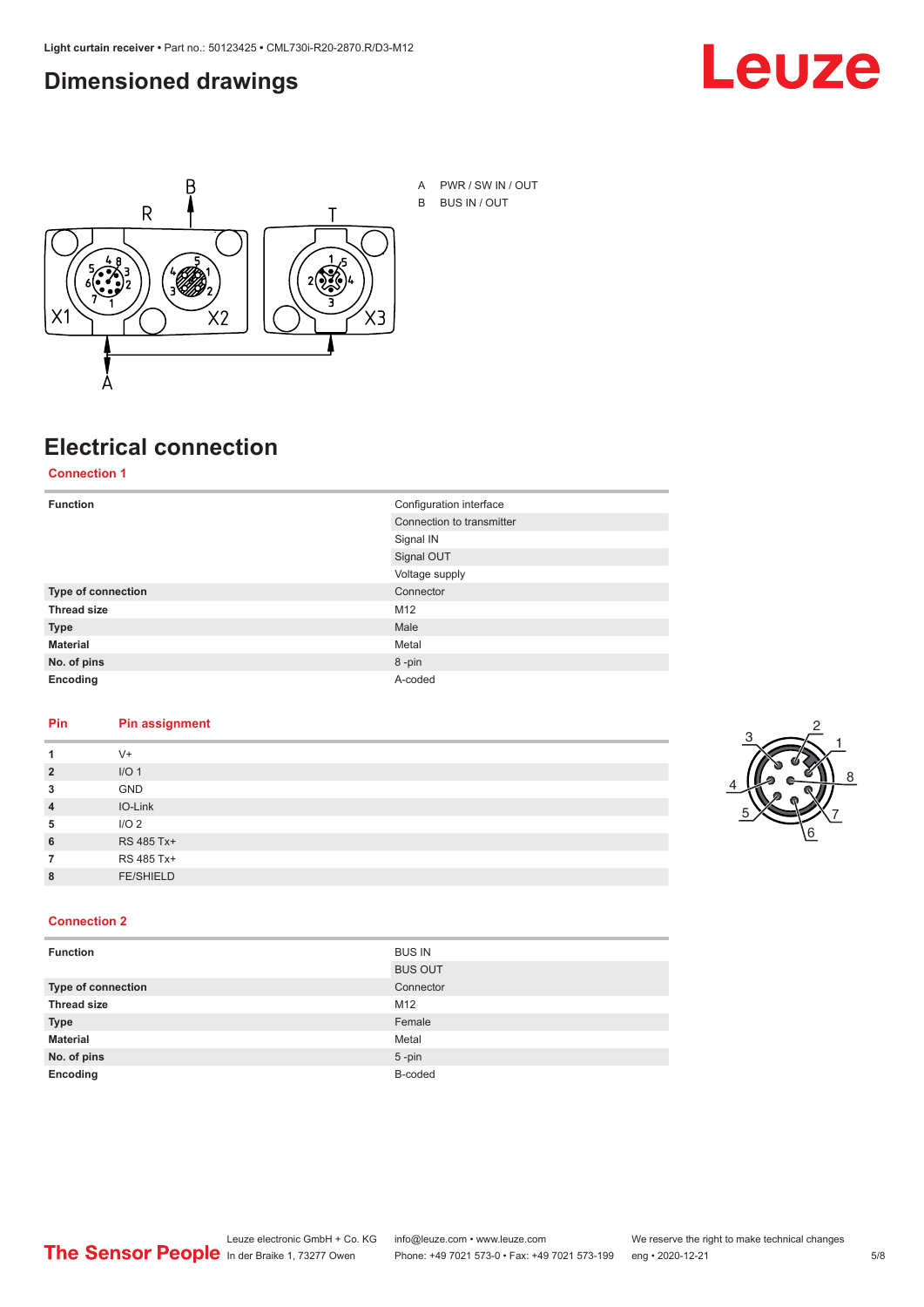## Dimensioned drawings

A PWR / SW IN / OUT

B BUS IN / OUT

## Electrical connection

### Connection 1

| Function | Configuration interface |
|---|---|
| | Connection to transmitter |
| | Signal IN |
| | Signal OUT |
| | Voltage supply |
| **Type of connection** | Connector |
| **Thread size** | M12 |
| **Type** | Male |
| **Material** | Metal |
| **No. of pins** | 8 -pin |
| **Encoding** | A-coded |

| Pin | Pin assignment |
|---|---|
| **1** | V+ |
| **2** | I/O 1 |
| **3** | GND |
| **4** | IO-Link |
| **5** | I/O 2 |
| **6** | RS 485 Tx+ |
| **7** | RS 485 Tx+ |
| **8** | FE/SHIELD |

### Connection 2

| Function | BUS IN |
|---|---|
| | BUS OUT |
| **Type of connection** | Connector |
| **Thread size** | M12 |
| **Type** | Female |
| **Material** | Metal |
| **No. of pins** | 5 -pin |
| **Encoding** | B-coded |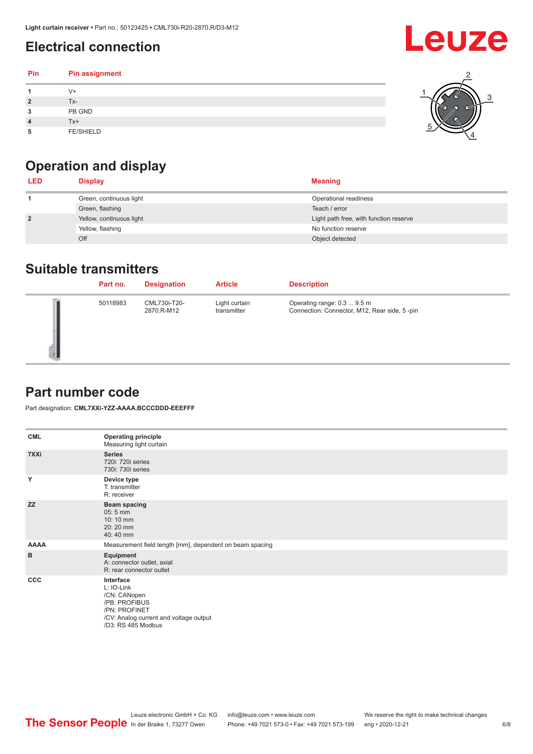## Electrical connection

| Pin | Pin assignment |
|---|---|
| 1 | V+ |
| 2 | Tx- |
| 3 | PB GND |
| 4 | Tx+ |
| 5 | FE/SHIELD |

## Operation and display

| LED | Display | Meaning |
|---|---|---|
| 1 | Green, continuous light | Operational readiness |
| | Green, flashing | Teach / error |
| 2 | Yellow, continuous light | Light path free, with function reserve |
| | Yellow, flashing | No function reserve |
| | Off | Object detected |

## Suitable transmitters

| Part no. | Designation | Article | Description |
|---|---|---|---|
| 50118983 | CML730i-T20-2870.R-M12 | Light curtain transmitter | Operating range: 0.3 ... 9.5 m<br>Connection: Connector, M12, Rear side, 5 -pin |

## Part number code

Part designation: **CML7XXi-YZZ-AAAA.BCCCDDD-EEEFFF**

| | |
|---|---|
| **CML** | **Operating principle**<br>Measuring light curtain |
| **7XXi** | **Series**<br>720i: 720i series<br>730i: 730i series |
| **Y** | **Device type**<br>T: transmitter<br>R: receiver |
| **ZZ** | **Beam spacing**<br>05: 5 mm<br>10: 10 mm<br>20: 20 mm<br>40: 40 mm |
| **AAAA** | Measurement field length [mm], dependent on beam spacing |
| **B** | **Equipment**<br>A: connector outlet, axial<br>R: rear connector outlet |
| **CCC** | **Interface**<br>L: IO-Link<br>/CN: CANopen<br>/PB: PROFIBUS<br>/PN: PROFINET<br>/CV: Analog current and voltage output<br>/D3: RS 485 Modbus |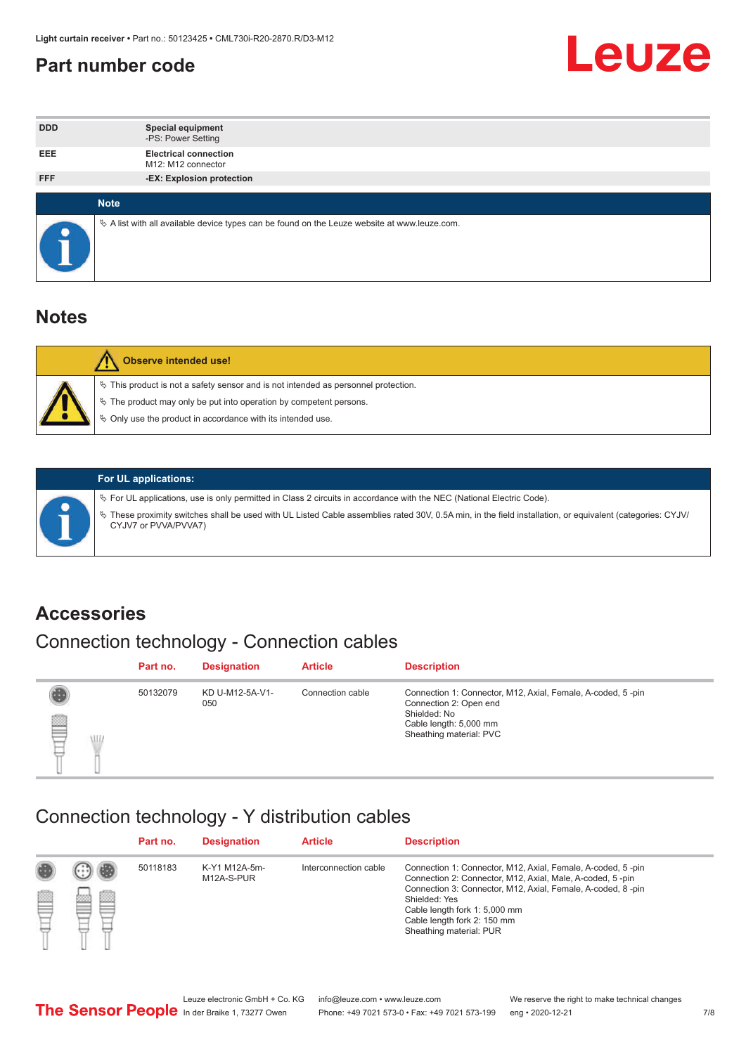## Part number code

| | |
|---|---|
| DDD | **Special equipment**<br>-PS: Power Setting |
| EEE | **Electrical connection**<br>M12: M12 connector |
| FFF | **-EX: Explosion protection** |

**Note**

- A list with all available device types can be found on the Leuze website at www.leuze.com.

## Notes

**Observe intended use!**

- This product is not a safety sensor and is not intended as personnel protection.
- The product may only be put into operation by competent persons.
- Only use the product in accordance with its intended use.

**For UL applications:**

- For UL applications, use is only permitted in Class 2 circuits in accordance with the NEC (National Electric Code).
- These proximity switches shall be used with UL Listed Cable assemblies rated 30V, 0.5A min, in the field installation, or equivalent (categories: CYJV/CYJV7 or PVVA/PVVA7)

## Accessories

### Connection technology - Connection cables

| Part no. | Designation | Article | Description |
|---|---|---|---|
| 50132079 | KD U-M12-5A-V1-050 | Connection cable | Connection 1: Connector, M12, Axial, Female, A-coded, 5 -pin<br>Connection 2: Open end<br>Shielded: No<br>Cable length: 5,000 mm<br>Sheathing material: PVC |

### Connection technology - Y distribution cables

| Part no. | Designation | Article | Description |
|---|---|---|---|
| 50118183 | K-Y1 M12A-5m-M12A-S-PUR | Interconnection cable | Connection 1: Connector, M12, Axial, Female, A-coded, 5 -pin<br>Connection 2: Connector, M12, Axial, Male, A-coded, 5 -pin<br>Connection 3: Connector, M12, Axial, Female, A-coded, 8 -pin<br>Shielded: Yes<br>Cable length fork 1: 5,000 mm<br>Cable length fork 2: 150 mm<br>Sheathing material: PUR |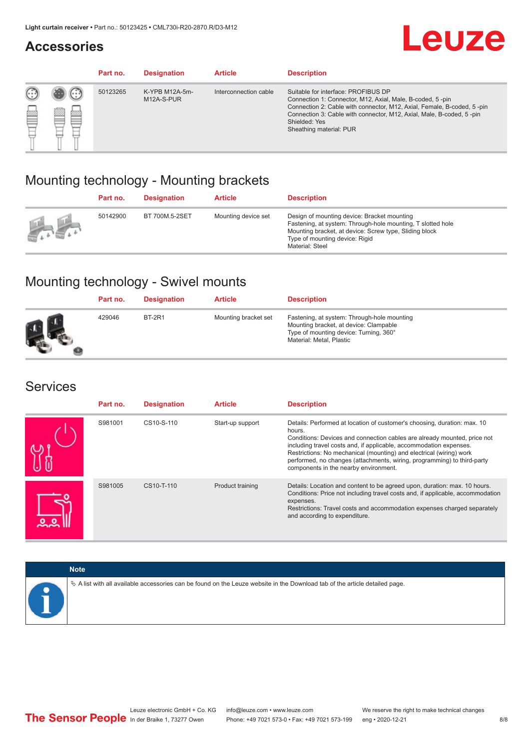## Accessories

| | Part no. | Designation | Article | Description |
|---|---|---|---|---|
| | 50123265 | K-YPB M12A-5m-M12A-S-PUR | Interconnection cable | Suitable for interface: PROFIBUS DP<br>Connection 1: Connector, M12, Axial, Male, B-coded, 5 -pin<br>Connection 2: Cable with connector, M12, Axial, Female, B-coded, 5 -pin<br>Connection 3: Cable with connector, M12, Axial, Male, B-coded, 5 -pin<br>Shielded: Yes<br>Sheathing material: PUR |

## Mounting technology - Mounting brackets

| | Part no. | Designation | Article | Description |
|---|---|---|---|---|
| | 50142900 | BT 700M.5-2SET | Mounting device set | Design of mounting device: Bracket mounting<br>Fastening, at system: Through-hole mounting, T slotted hole<br>Mounting bracket, at device: Screw type, Sliding block<br>Type of mounting device: Rigid<br>Material: Steel |

## Mounting technology - Swivel mounts

| | Part no. | Designation | Article | Description |
|---|---|---|---|---|
| | 429046 | BT-2R1 | Mounting bracket set | Fastening, at system: Through-hole mounting<br>Mounting bracket, at device: Clampable<br>Type of mounting device: Turning, 360°<br>Material: Metal, Plastic |

## Services

| | Part no. | Designation | Article | Description |
|---|---|---|---|---|
| | S981001 | CS10-S-110 | Start-up support | Details: Performed at location of customer's choosing, duration: max. 10 hours.<br>Conditions: Devices and connection cables are already mounted, price not including travel costs and, if applicable, accommodation expenses.<br>Restrictions: No mechanical (mounting) and electrical (wiring) work performed, no changes (attachments, wiring, programming) to third-party components in the nearby environment. |
| | S981005 | CS10-T-110 | Product training | Details: Location and content to be agreed upon, duration: max. 10 hours.<br>Conditions: Price not including travel costs and, if applicable, accommodation expenses.<br>Restrictions: Travel costs and accommodation expenses charged separately and according to expenditure. |

**Note**

↳ A list with all available accessories can be found on the Leuze website in the Download tab of the article detailed page.